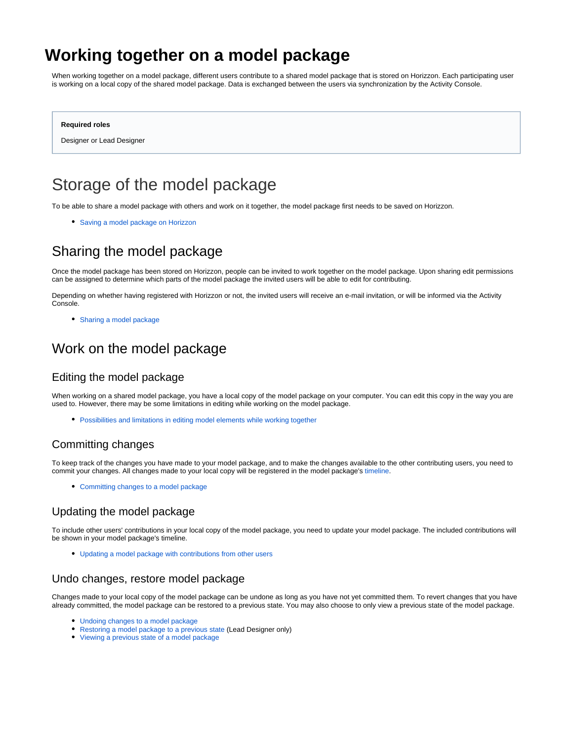# Working together on a model package

When working together on a model package, different users contribute to a shared model package that is stored on Horizzon. Each participating user is working on a local copy of the shared model package. Data is exchanged between the users via synchronization by the Activity Console.

> **Required roles**
>
> Designer or Lead Designer

## Storage of the model package

To be able to share a model package with others and work on it together, the model package first needs to be saved on Horizzon.

- Saving a model package on Horizzon

## Sharing the model package

Once the model package has been stored on Horizzon, people can be invited to work together on the model package. Upon sharing edit permissions can be assigned to determine which parts of the model package the invited users will be able to edit for contributing.

Depending on whether having registered with Horizzon or not, the invited users will receive an e-mail invitation, or will be informed via the Activity Console.

- Sharing a model package

## Work on the model package

### Editing the model package

When working on a shared model package, you have a local copy of the model package on your computer. You can edit this copy in the way you are used to. However, there may be some limitations in editing while working on the model package.

- Possibilities and limitations in editing model elements while working together

### Committing changes

To keep track of the changes you have made to your model package, and to make the changes available to the other contributing users, you need to commit your changes. All changes made to your local copy will be registered in the model package's timeline.

- Committing changes to a model package

### Updating the model package

To include other users' contributions in your local copy of the model package, you need to update your model package. The included contributions will be shown in your model package's timeline.

- Updating a model package with contributions from other users

### Undo changes, restore model package

Changes made to your local copy of the model package can be undone as long as you have not yet committed them. To revert changes that you have already committed, the model package can be restored to a previous state. You may also choose to only view a previous state of the model package.

- Undoing changes to a model package
- Restoring a model package to a previous state (Lead Designer only)
- Viewing a previous state of a model package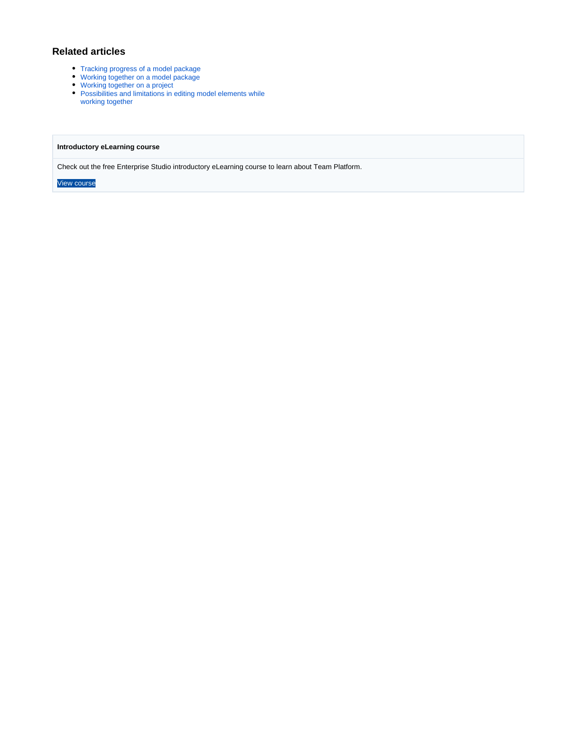## Related articles

- Tracking progress of a model package
- Working together on a model package
- Working together on a project
- Possibilities and limitations in editing model elements while working together

**Introductory eLearning course**

Check out the free Enterprise Studio introductory eLearning course to learn about Team Platform.

View course